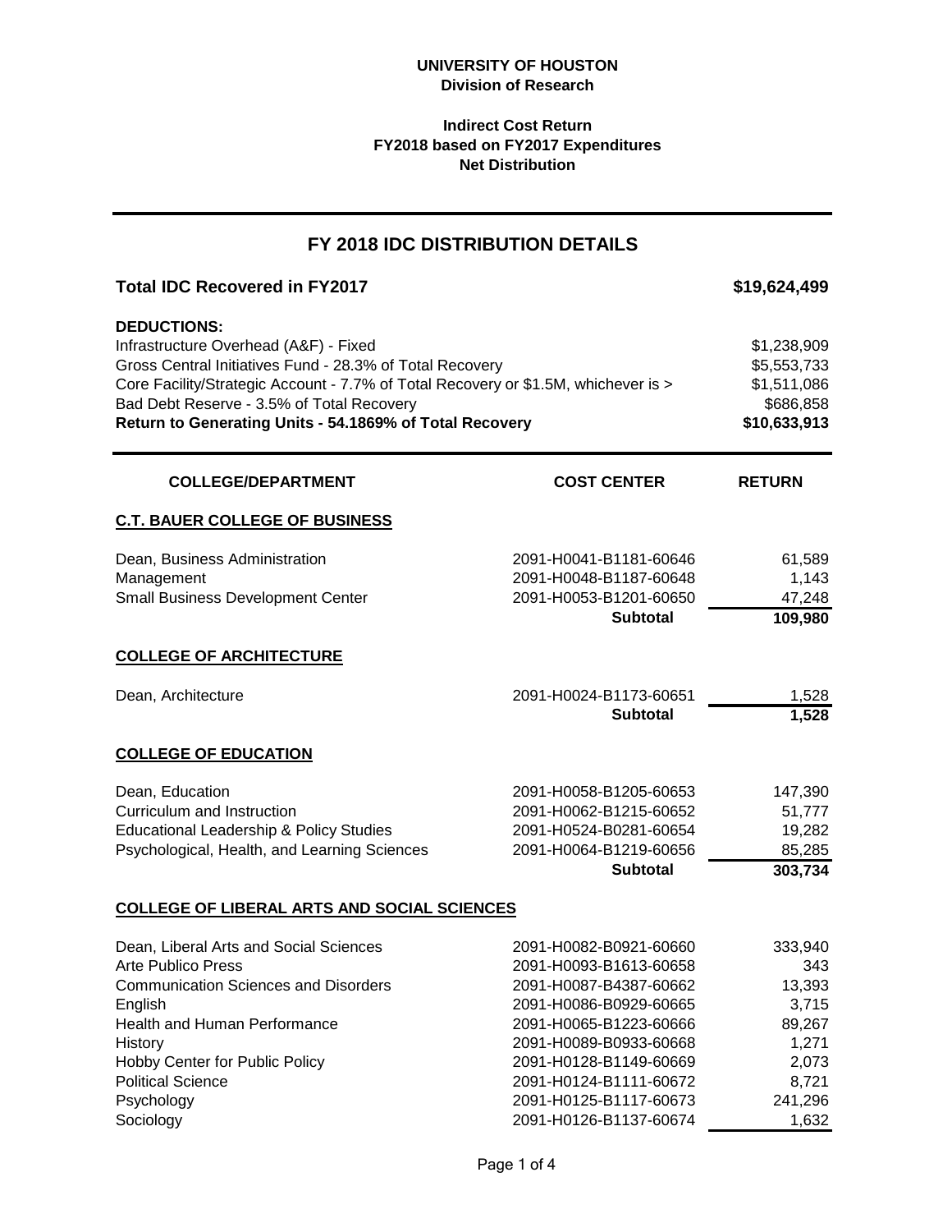**UNIVERSITY OF HOUSTON**
**Division of Research**

**Indirect Cost Return**
**FY2018 based on FY2017 Expenditures**
**Net Distribution**

## FY 2018 IDC DISTRIBUTION DETAILS

| **Total IDC Recovered in FY2017** | **$19,624,499** |
|---|---|
| **DEDUCTIONS:** | |
| Infrastructure Overhead (A&F) - Fixed | $1,238,909 |
| Gross Central Initiatives Fund - 28.3% of Total Recovery | $5,553,733 |
| Core Facility/Strategic Account - 7.7% of Total Recovery or $1.5M, whichever is > | $1,511,086 |
| Bad Debt Reserve - 3.5% of Total Recovery | $686,858 |
| **Return to Generating Units - 54.1869% of Total Recovery** | **$10,633,913** |

| COLLEGE/DEPARTMENT | COST CENTER | RETURN |
|---|---|---|
| **C.T. BAUER COLLEGE OF BUSINESS** | | |
| Dean, Business Administration | 2091-H0041-B1181-60646 | 61,589 |
| Management | 2091-H0048-B1187-60648 | 1,143 |
| Small Business Development Center | 2091-H0053-B1201-60650 | 47,248 |
| | **Subtotal** | **109,980** |
| **COLLEGE OF ARCHITECTURE** | | |
| Dean, Architecture | 2091-H0024-B1173-60651 | 1,528 |
| | **Subtotal** | **1,528** |
| **COLLEGE OF EDUCATION** | | |
| Dean, Education | 2091-H0058-B1205-60653 | 147,390 |
| Curriculum and Instruction | 2091-H0062-B1215-60652 | 51,777 |
| Educational Leadership & Policy Studies | 2091-H0524-B0281-60654 | 19,282 |
| Psychological, Health, and Learning Sciences | 2091-H0064-B1219-60656 | 85,285 |
| | **Subtotal** | **303,734** |
| **COLLEGE OF LIBERAL ARTS AND SOCIAL SCIENCES** | | |
| Dean, Liberal Arts and Social Sciences | 2091-H0082-B0921-60660 | 333,940 |
| Arte Publico Press | 2091-H0093-B1613-60658 | 343 |
| Communication Sciences and Disorders | 2091-H0087-B4387-60662 | 13,393 |
| English | 2091-H0086-B0929-60665 | 3,715 |
| Health and Human Performance | 2091-H0065-B1223-60666 | 89,267 |
| History | 2091-H0089-B0933-60668 | 1,271 |
| Hobby Center for Public Policy | 2091-H0128-B1149-60669 | 2,073 |
| Political Science | 2091-H0124-B1111-60672 | 8,721 |
| Psychology | 2091-H0125-B1117-60673 | 241,296 |
| Sociology | 2091-H0126-B1137-60674 | 1,632 |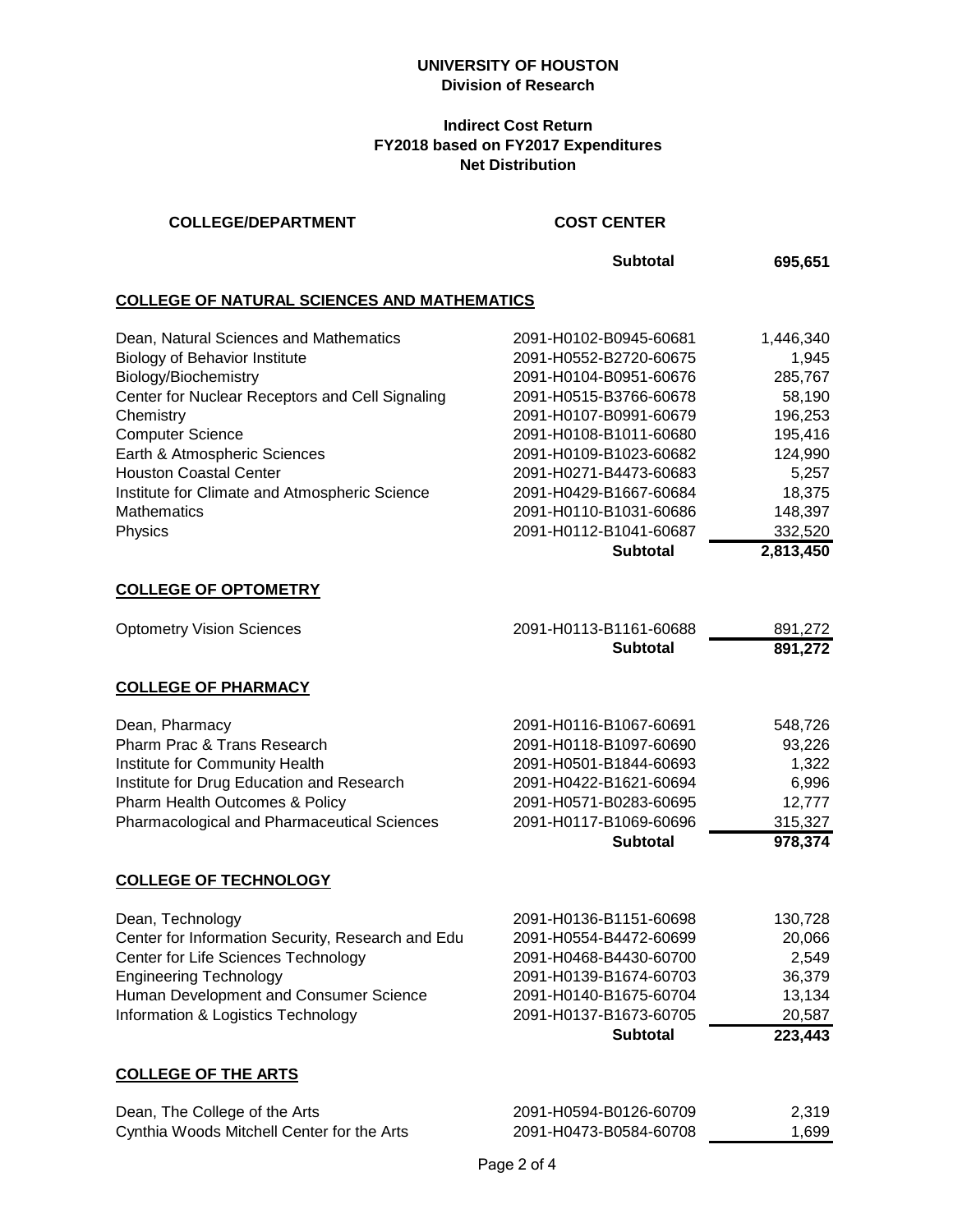**UNIVERSITY OF HOUSTON**
**Division of Research**

**Indirect Cost Return**
**FY2018 based on FY2017 Expenditures**
**Net Distribution**

| COLLEGE/DEPARTMENT | COST CENTER | |
|---|---|---|
| | **Subtotal** | **695,651** |

### COLLEGE OF NATURAL SCIENCES AND MATHEMATICS

| COLLEGE/DEPARTMENT | COST CENTER | |
|---|---|---|
| Dean, Natural Sciences and Mathematics | 2091-H0102-B0945-60681 | 1,446,340 |
| Biology of Behavior Institute | 2091-H0552-B2720-60675 | 1,945 |
| Biology/Biochemistry | 2091-H0104-B0951-60676 | 285,767 |
| Center for Nuclear Receptors and Cell Signaling | 2091-H0515-B3766-60678 | 58,190 |
| Chemistry | 2091-H0107-B0991-60679 | 196,253 |
| Computer Science | 2091-H0108-B1011-60680 | 195,416 |
| Earth & Atmospheric Sciences | 2091-H0109-B1023-60682 | 124,990 |
| Houston Coastal Center | 2091-H0271-B4473-60683 | 5,257 |
| Institute for Climate and Atmospheric Science | 2091-H0429-B1667-60684 | 18,375 |
| Mathematics | 2091-H0110-B1031-60686 | 148,397 |
| Physics | 2091-H0112-B1041-60687 | 332,520 |
| | **Subtotal** | **2,813,450** |

### COLLEGE OF OPTOMETRY

| COLLEGE/DEPARTMENT | COST CENTER | |
|---|---|---|
| Optometry Vision Sciences | 2091-H0113-B1161-60688 | 891,272 |
| | **Subtotal** | **891,272** |

### COLLEGE OF PHARMACY

| COLLEGE/DEPARTMENT | COST CENTER | |
|---|---|---|
| Dean, Pharmacy | 2091-H0116-B1067-60691 | 548,726 |
| Pharm Prac & Trans Research | 2091-H0118-B1097-60690 | 93,226 |
| Institute for Community Health | 2091-H0501-B1844-60693 | 1,322 |
| Institute for Drug Education and Research | 2091-H0422-B1621-60694 | 6,996 |
| Pharm Health Outcomes & Policy | 2091-H0571-B0283-60695 | 12,777 |
| Pharmacological and Pharmaceutical Sciences | 2091-H0117-B1069-60696 | 315,327 |
| | **Subtotal** | **978,374** |

### COLLEGE OF TECHNOLOGY

| COLLEGE/DEPARTMENT | COST CENTER | |
|---|---|---|
| Dean, Technology | 2091-H0136-B1151-60698 | 130,728 |
| Center for Information Security, Research and Edu | 2091-H0554-B4472-60699 | 20,066 |
| Center for Life Sciences Technology | 2091-H0468-B4430-60700 | 2,549 |
| Engineering Technology | 2091-H0139-B1674-60703 | 36,379 |
| Human Development and Consumer Science | 2091-H0140-B1675-60704 | 13,134 |
| Information & Logistics Technology | 2091-H0137-B1673-60705 | 20,587 |
| | **Subtotal** | **223,443** |

### COLLEGE OF THE ARTS

| COLLEGE/DEPARTMENT | COST CENTER | |
|---|---|---|
| Dean, The College of the Arts | 2091-H0594-B0126-60709 | 2,319 |
| Cynthia Woods Mitchell Center for the Arts | 2091-H0473-B0584-60708 | 1,699 |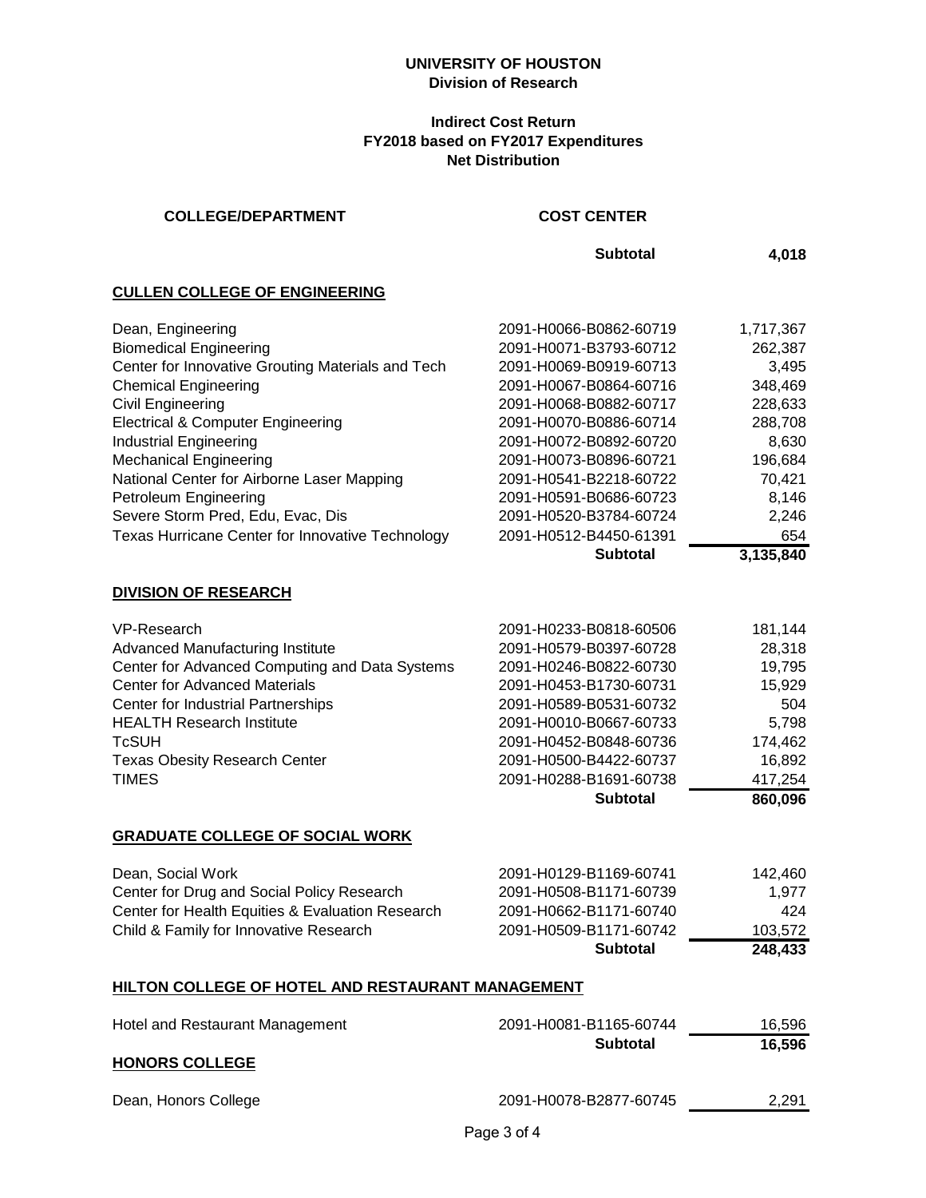# UNIVERSITY OF HOUSTON
## Division of Research

### Indirect Cost Return
### FY2018 based on FY2017 Expenditures
### Net Distribution

| COLLEGE/DEPARTMENT | COST CENTER | |
|---|---|---|
| | **Subtotal** | **4,018** |
| **CULLEN COLLEGE OF ENGINEERING** | | |
| Dean, Engineering | 2091-H0066-B0862-60719 | 1,717,367 |
| Biomedical Engineering | 2091-H0071-B3793-60712 | 262,387 |
| Center for Innovative Grouting Materials and Tech | 2091-H0069-B0919-60713 | 3,495 |
| Chemical Engineering | 2091-H0067-B0864-60716 | 348,469 |
| Civil Engineering | 2091-H0068-B0882-60717 | 228,633 |
| Electrical & Computer Engineering | 2091-H0070-B0886-60714 | 288,708 |
| Industrial Engineering | 2091-H0072-B0892-60720 | 8,630 |
| Mechanical Engineering | 2091-H0073-B0896-60721 | 196,684 |
| National Center for Airborne Laser Mapping | 2091-H0541-B2218-60722 | 70,421 |
| Petroleum Engineering | 2091-H0591-B0686-60723 | 8,146 |
| Severe Storm Pred, Edu, Evac, Dis | 2091-H0520-B3784-60724 | 2,246 |
| Texas Hurricane Center for Innovative Technology | 2091-H0512-B4450-61391 | 654 |
| | **Subtotal** | **3,135,840** |
| **DIVISION OF RESEARCH** | | |
| VP-Research | 2091-H0233-B0818-60506 | 181,144 |
| Advanced Manufacturing Institute | 2091-H0579-B0397-60728 | 28,318 |
| Center for Advanced Computing and Data Systems | 2091-H0246-B0822-60730 | 19,795 |
| Center for Advanced Materials | 2091-H0453-B1730-60731 | 15,929 |
| Center for Industrial Partnerships | 2091-H0589-B0531-60732 | 504 |
| HEALTH Research Institute | 2091-H0010-B0667-60733 | 5,798 |
| TcSUH | 2091-H0452-B0848-60736 | 174,462 |
| Texas Obesity Research Center | 2091-H0500-B4422-60737 | 16,892 |
| TIMES | 2091-H0288-B1691-60738 | 417,254 |
| | **Subtotal** | **860,096** |
| **GRADUATE COLLEGE OF SOCIAL WORK** | | |
| Dean, Social Work | 2091-H0129-B1169-60741 | 142,460 |
| Center for Drug and Social Policy Research | 2091-H0508-B1171-60739 | 1,977 |
| Center for Health Equities & Evaluation Research | 2091-H0662-B1171-60740 | 424 |
| Child & Family for Innovative Research | 2091-H0509-B1171-60742 | 103,572 |
| | **Subtotal** | **248,433** |
| **HILTON COLLEGE OF HOTEL AND RESTAURANT MANAGEMENT** | | |
| Hotel and Restaurant Management | 2091-H0081-B1165-60744 | 16,596 |
| | **Subtotal** | **16,596** |
| **HONORS COLLEGE** | | |
| Dean, Honors College | 2091-H0078-B2877-60745 | 2,291 |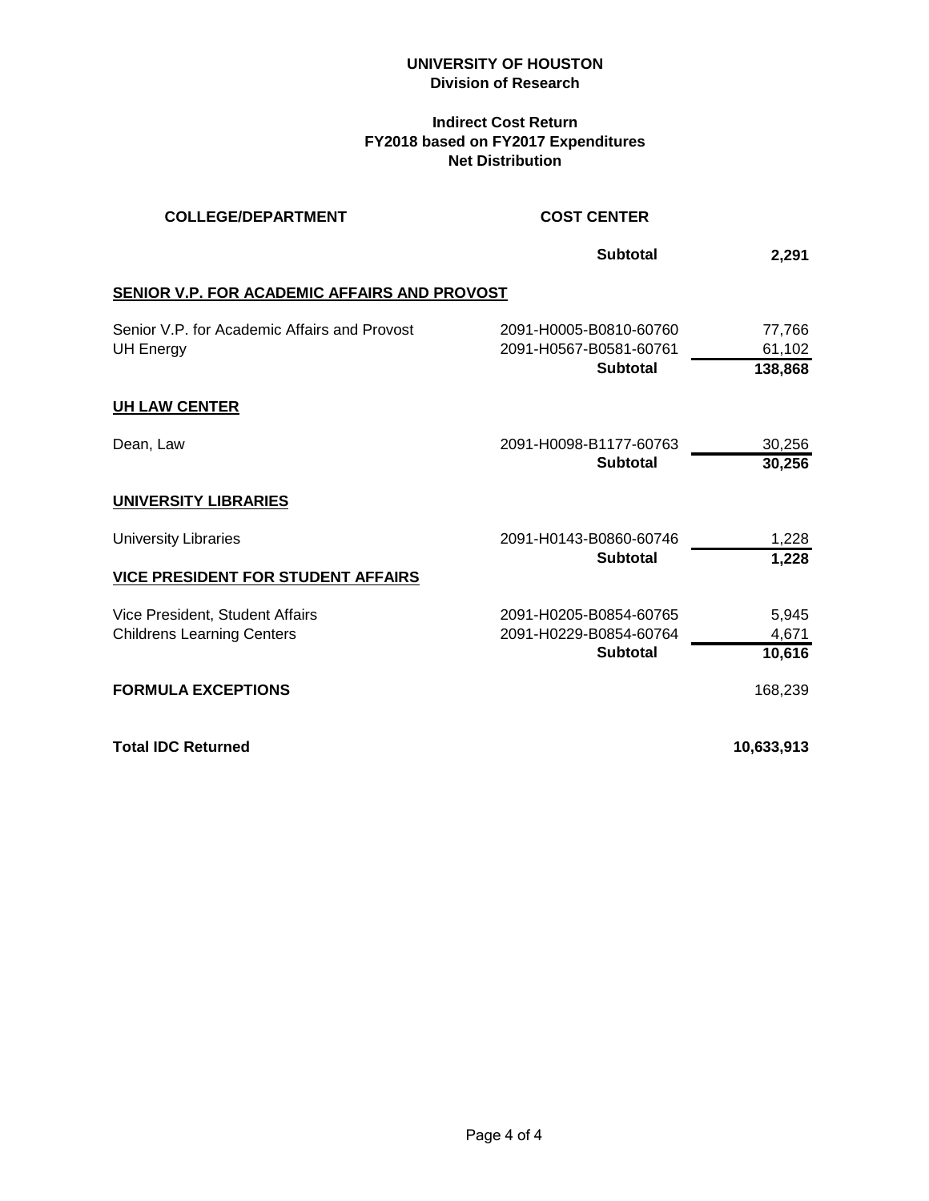**UNIVERSITY OF HOUSTON**
**Division of Research**

**Indirect Cost Return**
**FY2018 based on FY2017 Expenditures**
**Net Distribution**

| COLLEGE/DEPARTMENT | COST CENTER | |
|---|---|---|
| | **Subtotal** | **2,291** |
| **SENIOR V.P. FOR ACADEMIC AFFAIRS AND PROVOST** | | |
| Senior V.P. for Academic Affairs and Provost | 2091-H0005-B0810-60760 | 77,766 |
| UH Energy | 2091-H0567-B0581-60761 | 61,102 |
| | **Subtotal** | **138,868** |
| **UH LAW CENTER** | | |
| Dean, Law | 2091-H0098-B1177-60763 | 30,256 |
| | **Subtotal** | **30,256** |
| **UNIVERSITY LIBRARIES** | | |
| University Libraries | 2091-H0143-B0860-60746 | 1,228 |
| | **Subtotal** | **1,228** |
| **VICE PRESIDENT FOR STUDENT AFFAIRS** | | |
| Vice President, Student Affairs | 2091-H0205-B0854-60765 | 5,945 |
| Childrens Learning Centers | 2091-H0229-B0854-60764 | 4,671 |
| | **Subtotal** | **10,616** |
| **FORMULA EXCEPTIONS** | | 168,239 |
| **Total IDC Returned** | | **10,633,913** |